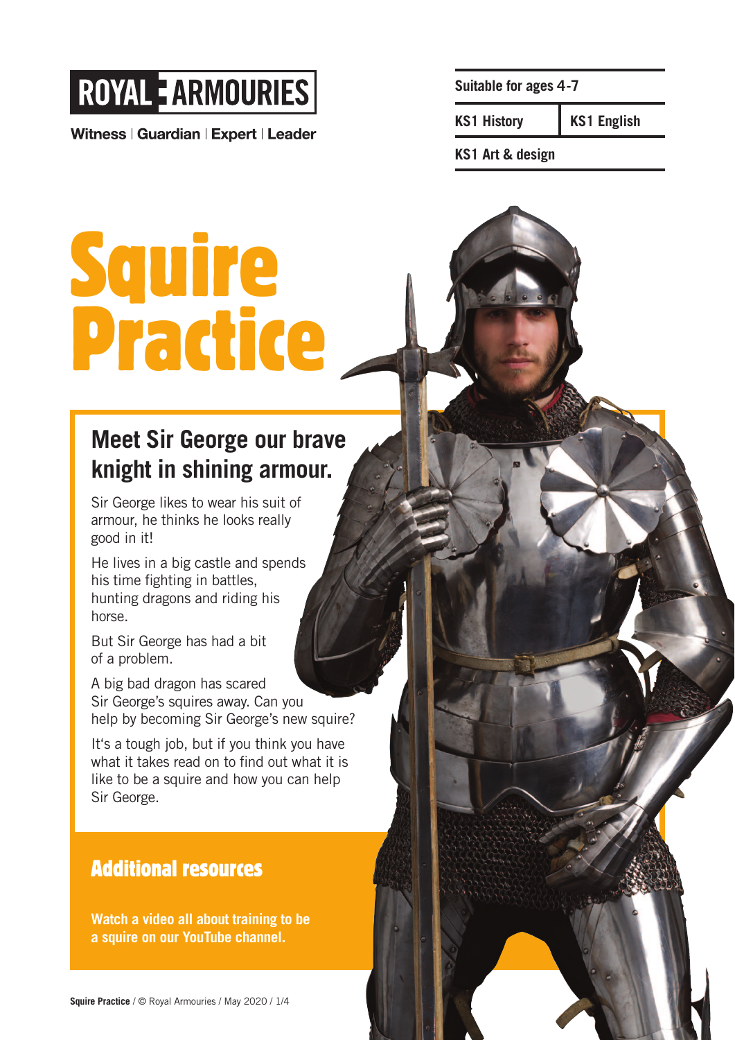ROYAL ARMOURIES

Witness | Guardian | Expert | Leader

| Suitable for ages 4-7 | |
| --- | --- |
| KS1 History | KS1 English |
| KS1 Art & design | |

# Squire Practice

## Meet Sir George our brave knight in shining armour.

Sir George likes to wear his suit of armour, he thinks he looks really good in it!

He lives in a big castle and spends his time fighting in battles, hunting dragons and riding his horse.

But Sir George has had a bit of a problem.

A big bad dragon has scared Sir George's squires away. Can you help by becoming Sir George's new squire?

It's a tough job, but if you think you have what it takes read on to find out what it is like to be a squire and how you can help Sir George.

## Additional resources

**Watch a video all about training to be a squire on our YouTube channel.**

**Squire Practice** / © Royal Armouries / May 2020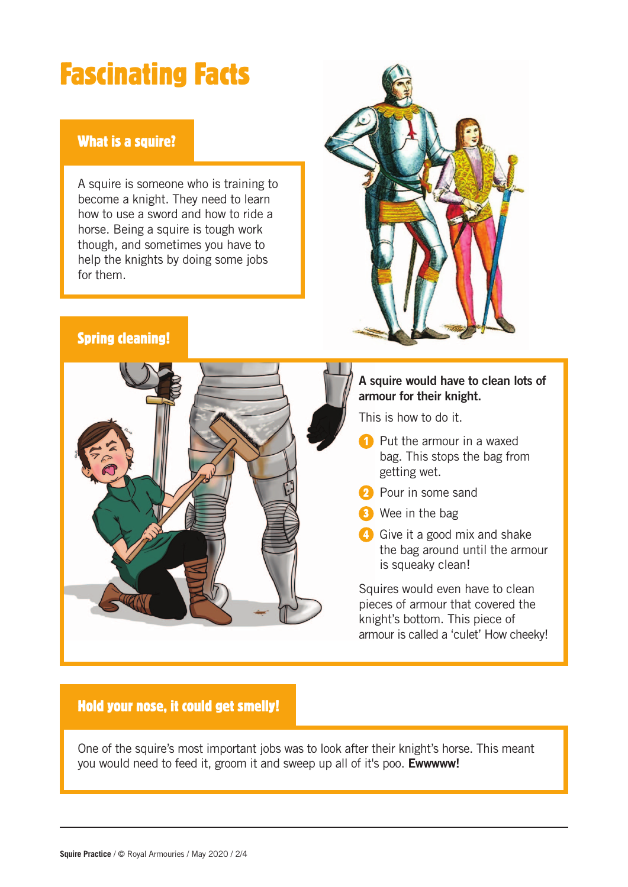# Fascinating Facts

## What is a squire?

A squire is someone who is training to become a knight. They need to learn how to use a sword and how to ride a horse. Being a squire is tough work though, and sometimes you have to help the knights by doing some jobs for them.

## Spring cleaning!

**A squire would have to clean lots of armour for their knight.**

This is how to do it.

1. Put the armour in a waxed bag. This stops the bag from getting wet.
2. Pour in some sand
3. Wee in the bag
4. Give it a good mix and shake the bag around until the armour is squeaky clean!

Squires would even have to clean pieces of armour that covered the knight's bottom. This piece of armour is called a 'culet' How cheeky!

## Hold your nose, it could get smelly!

One of the squire's most important jobs was to look after their knight's horse. This meant you would need to feed it, groom it and sweep up all of it's poo. **Ewwwww!**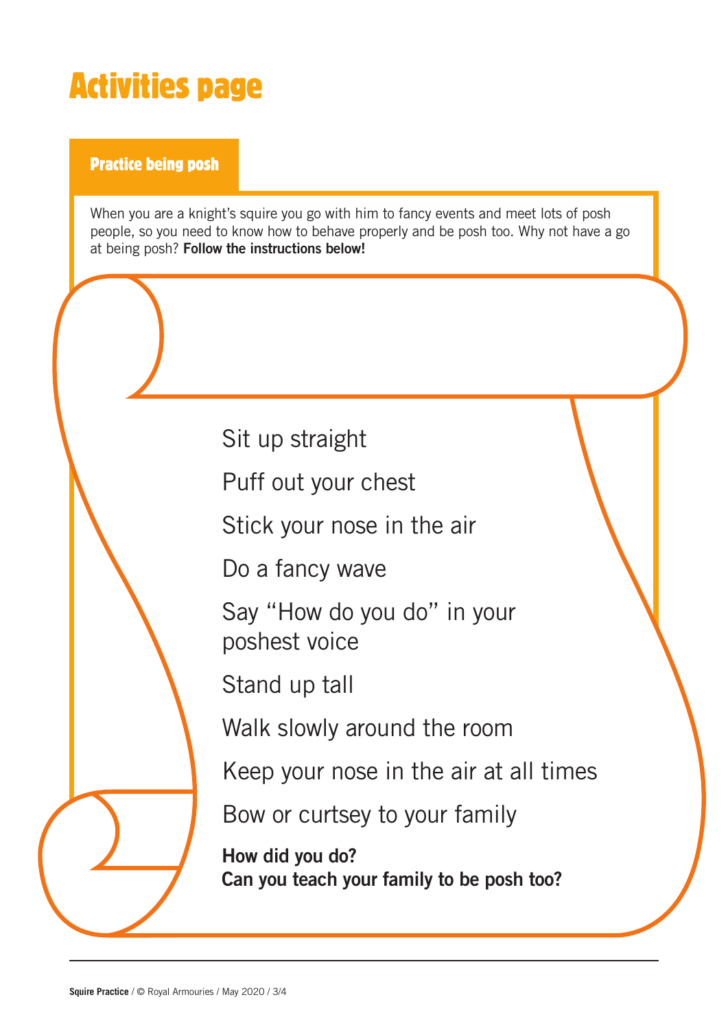# Activities page

## Practice being posh

When you are a knight's squire you go with him to fancy events and meet lots of posh people, so you need to know how to behave properly and be posh too. Why not have a go at being posh? **Follow the instructions below!**

Sit up straight

Puff out your chest

Stick your nose in the air

Do a fancy wave

Say "How do you do" in your poshest voice

Stand up tall

Walk slowly around the room

Keep your nose in the air at all times

Bow or curtsey to your family

**How did you do?**
**Can you teach your family to be posh too?**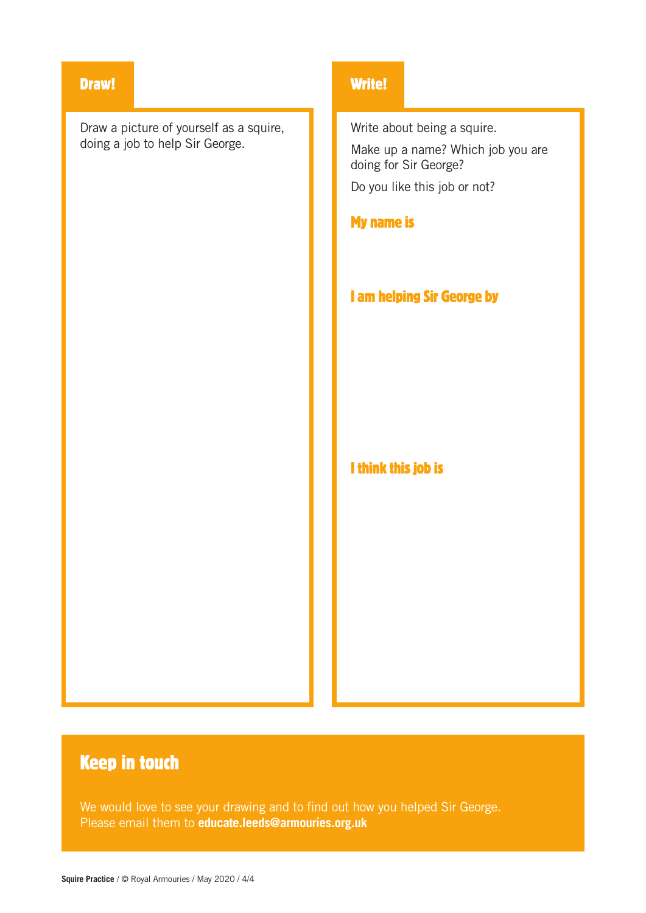## Draw!

Draw a picture of yourself as a squire, doing a job to help Sir George.

## Write!

Write about being a squire.

Make up a name? Which job you are doing for Sir George?

Do you like this job or not?

**My name is**

**I am helping Sir George by**

**I think this job is**

## Keep in touch

We would love to see your drawing and to find out how you helped Sir George. Please email them to **educate.leeds@armouries.org.uk**

**Squire Practice** / © Royal Armouries / May 2020